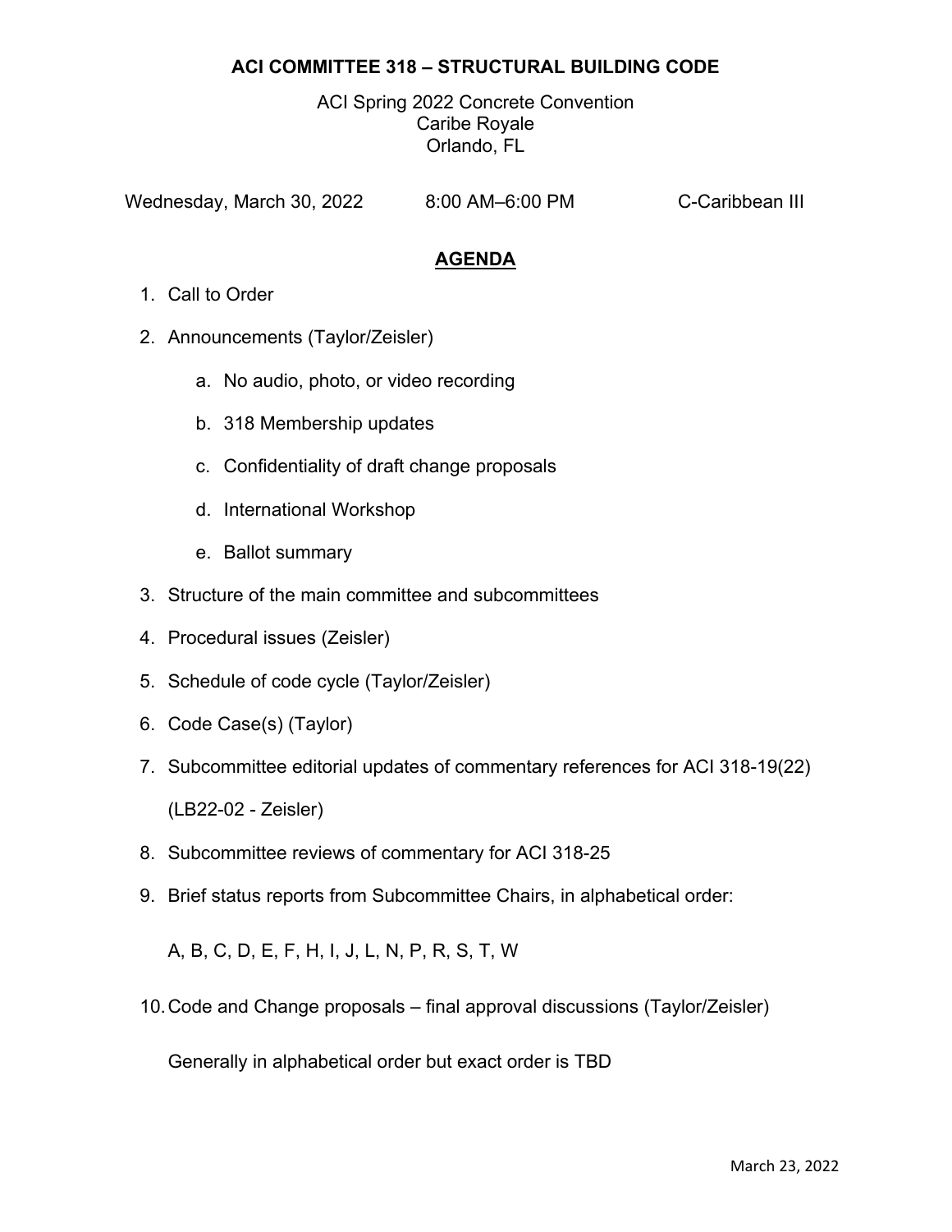# ACI COMMITTEE 318 – STRUCTURAL BUILDING CODE

ACI Spring 2022 Concrete Convention
Caribe Royale
Orlando, FL

Wednesday, March 30, 2022 8:00 AM–6:00 PM C-Caribbean III

## AGENDA

1. Call to Order
2. Announcements (Taylor/Zeisler)
    a. No audio, photo, or video recording
    b. 318 Membership updates
    c. Confidentiality of draft change proposals
    d. International Workshop
    e. Ballot summary
3. Structure of the main committee and subcommittees
4. Procedural issues (Zeisler)
5. Schedule of code cycle (Taylor/Zeisler)
6. Code Case(s) (Taylor)
7. Subcommittee editorial updates of commentary references for ACI 318-19(22)

    (LB22-02 - Zeisler)
8. Subcommittee reviews of commentary for ACI 318-25
9. Brief status reports from Subcommittee Chairs, in alphabetical order:

    A, B, C, D, E, F, H, I, J, L, N, P, R, S, T, W
10. Code and Change proposals – final approval discussions (Taylor/Zeisler)

    Generally in alphabetical order but exact order is TBD

March 23, 2022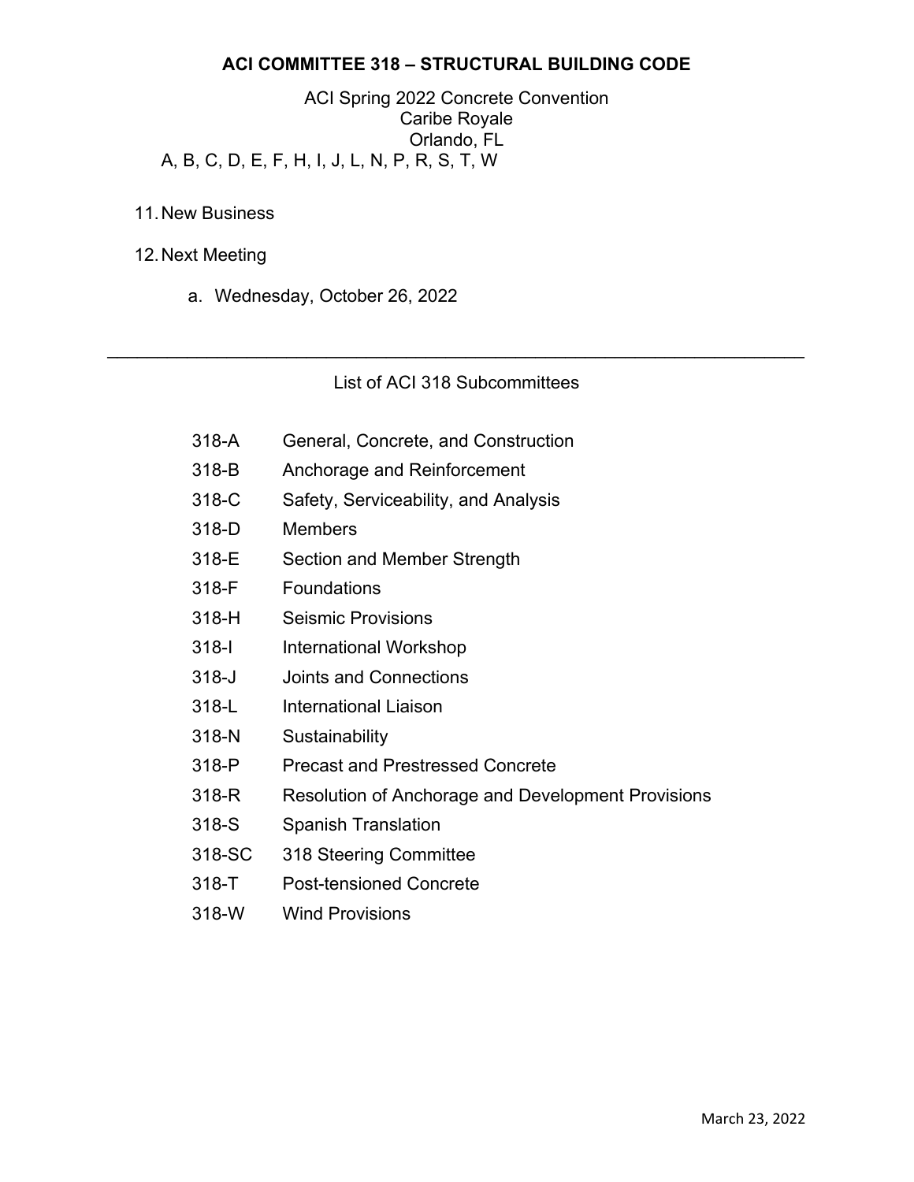**ACI COMMITTEE 318 – STRUCTURAL BUILDING CODE**

ACI Spring 2022 Concrete Convention
Caribe Royale
Orlando, FL

A, B, C, D, E, F, H, I, J, L, N, P, R, S, T, W

11. New Business

12. Next Meeting

    a. Wednesday, October 26, 2022

---

List of ACI 318 Subcommittees

| | |
|---|---|
| 318-A | General, Concrete, and Construction |
| 318-B | Anchorage and Reinforcement |
| 318-C | Safety, Serviceability, and Analysis |
| 318-D | Members |
| 318-E | Section and Member Strength |
| 318-F | Foundations |
| 318-H | Seismic Provisions |
| 318-I | International Workshop |
| 318-J | Joints and Connections |
| 318-L | International Liaison |
| 318-N | Sustainability |
| 318-P | Precast and Prestressed Concrete |
| 318-R | Resolution of Anchorage and Development Provisions |
| 318-S | Spanish Translation |
| 318-SC | 318 Steering Committee |
| 318-T | Post-tensioned Concrete |
| 318-W | Wind Provisions |

March 23, 2022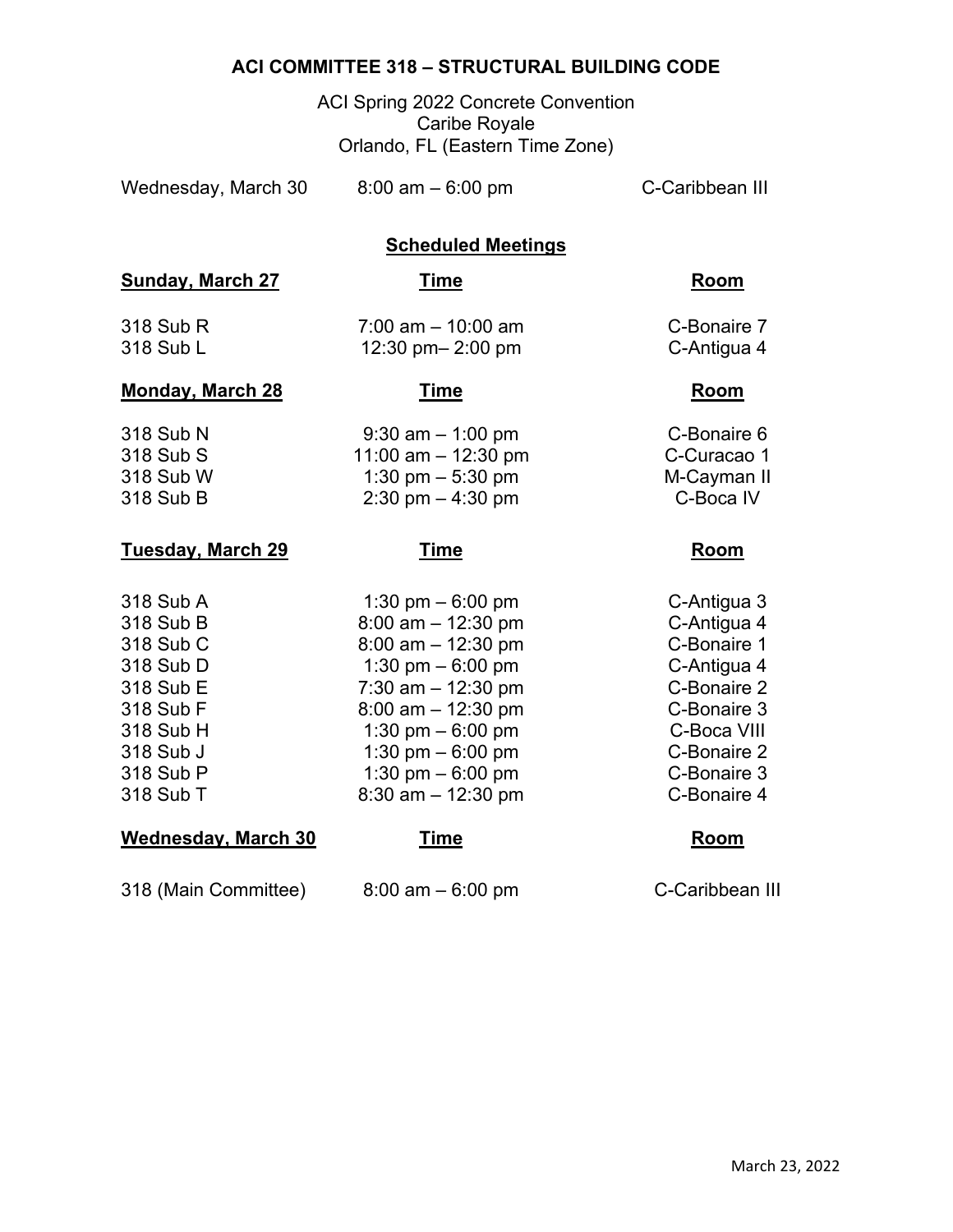## ACI COMMITTEE 318 – STRUCTURAL BUILDING CODE

ACI Spring 2022 Concrete Convention
Caribe Royale
Orlando, FL (Eastern Time Zone)

Wednesday, March 30 8:00 am – 6:00 pm C-Caribbean III

### Scheduled Meetings

| **Sunday, March 27** | **Time** | **Room** |
| --- | --- | --- |
| 318 Sub R | 7:00 am – 10:00 am | C-Bonaire 7 |
| 318 Sub L | 12:30 pm– 2:00 pm | C-Antigua 4 |

| **Monday, March 28** | **Time** | **Room** |
| --- | --- | --- |
| 318 Sub N | 9:30 am – 1:00 pm | C-Bonaire 6 |
| 318 Sub S | 11:00 am – 12:30 pm | C-Curacao 1 |
| 318 Sub W | 1:30 pm – 5:30 pm | M-Cayman II |
| 318 Sub B | 2:30 pm – 4:30 pm | C-Boca IV |

| **Tuesday, March 29** | **Time** | **Room** |
| --- | --- | --- |
| 318 Sub A | 1:30 pm – 6:00 pm | C-Antigua 3 |
| 318 Sub B | 8:00 am – 12:30 pm | C-Antigua 4 |
| 318 Sub C | 8:00 am – 12:30 pm | C-Bonaire 1 |
| 318 Sub D | 1:30 pm – 6:00 pm | C-Antigua 4 |
| 318 Sub E | 7:30 am – 12:30 pm | C-Bonaire 2 |
| 318 Sub F | 8:00 am – 12:30 pm | C-Bonaire 3 |
| 318 Sub H | 1:30 pm – 6:00 pm | C-Boca VIII |
| 318 Sub J | 1:30 pm – 6:00 pm | C-Bonaire 2 |
| 318 Sub P | 1:30 pm – 6:00 pm | C-Bonaire 3 |
| 318 Sub T | 8:30 am – 12:30 pm | C-Bonaire 4 |

| **Wednesday, March 30** | **Time** | **Room** |
| --- | --- | --- |
| 318 (Main Committee) | 8:00 am – 6:00 pm | C-Caribbean III |

March 23, 2022